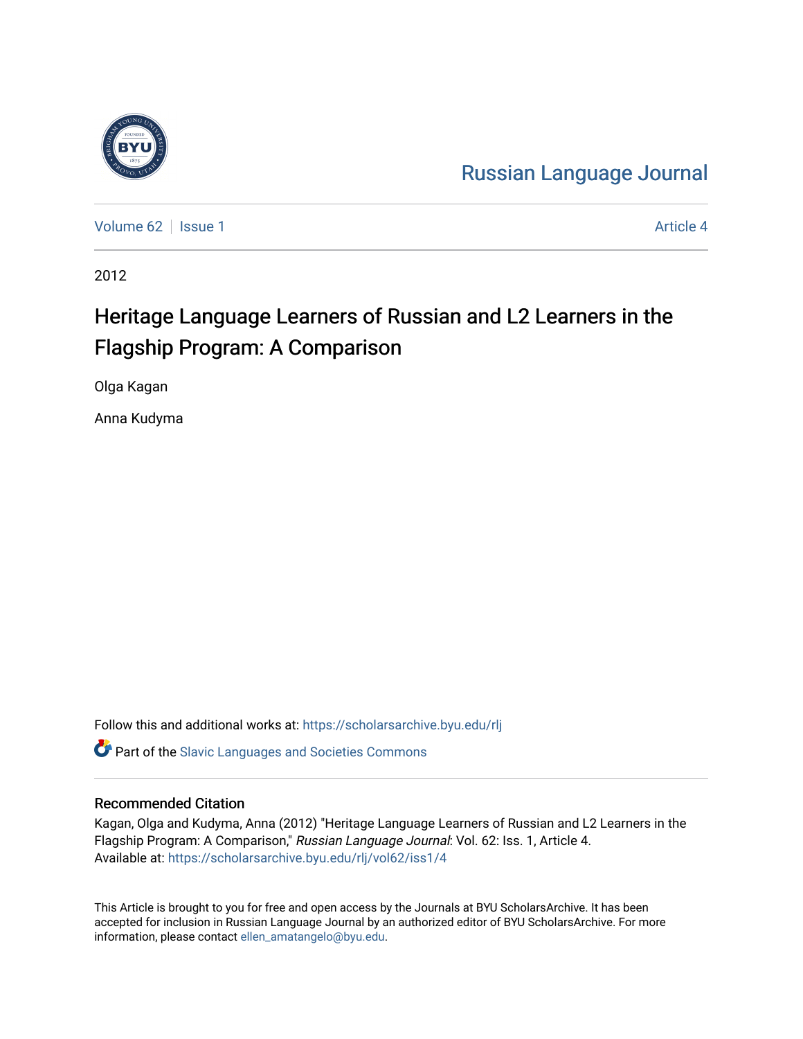Russian Language Journal

Volume 62 | Issue 1 | Article 4

2012

# Heritage Language Learners of Russian and L2 Learners in the Flagship Program: A Comparison

Olga Kagan

Anna Kudyma

Follow this and additional works at: https://scholarsarchive.byu.edu/rlj

Part of the Slavic Languages and Societies Commons

## Recommended Citation

Kagan, Olga and Kudyma, Anna (2012) "Heritage Language Learners of Russian and L2 Learners in the Flagship Program: A Comparison," *Russian Language Journal*: Vol. 62: Iss. 1, Article 4.
Available at: https://scholarsarchive.byu.edu/rlj/vol62/iss1/4

This Article is brought to you for free and open access by the Journals at BYU ScholarsArchive. It has been accepted for inclusion in Russian Language Journal by an authorized editor of BYU ScholarsArchive. For more information, please contact ellen_amatangelo@byu.edu.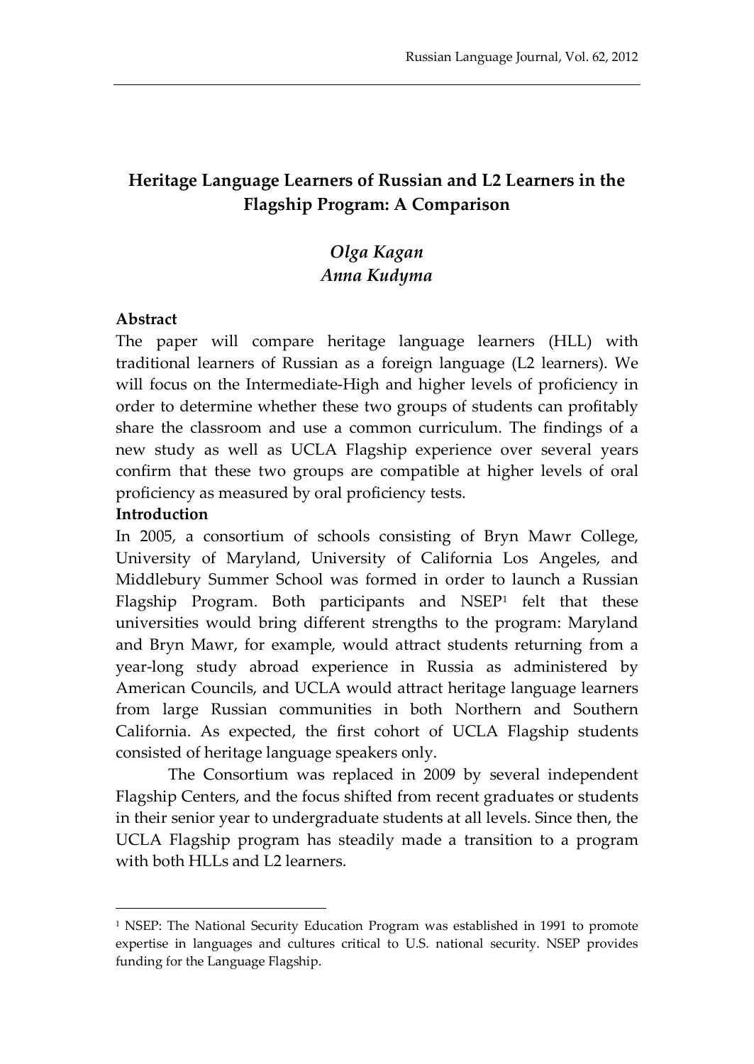# Heritage Language Learners of Russian and L2 Learners in the Flagship Program: A Comparison

*Olga Kagan*
*Anna Kudyma*

**Abstract**

The paper will compare heritage language learners (HLL) with traditional learners of Russian as a foreign language (L2 learners). We will focus on the Intermediate-High and higher levels of proficiency in order to determine whether these two groups of students can profitably share the classroom and use a common curriculum. The findings of a new study as well as UCLA Flagship experience over several years confirm that these two groups are compatible at higher levels of oral proficiency as measured by oral proficiency tests.

**Introduction**

In 2005, a consortium of schools consisting of Bryn Mawr College, University of Maryland, University of California Los Angeles, and Middlebury Summer School was formed in order to launch a Russian Flagship Program. Both participants and NSEP[1] felt that these universities would bring different strengths to the program: Maryland and Bryn Mawr, for example, would attract students returning from a year-long study abroad experience in Russia as administered by American Councils, and UCLA would attract heritage language learners from large Russian communities in both Northern and Southern California. As expected, the first cohort of UCLA Flagship students consisted of heritage language speakers only.

The Consortium was replaced in 2009 by several independent Flagship Centers, and the focus shifted from recent graduates or students in their senior year to undergraduate students at all levels. Since then, the UCLA Flagship program has steadily made a transition to a program with both HLLs and L2 learners.

---

[1] NSEP: The National Security Education Program was established in 1991 to promote expertise in languages and cultures critical to U.S. national security. NSEP provides funding for the Language Flagship.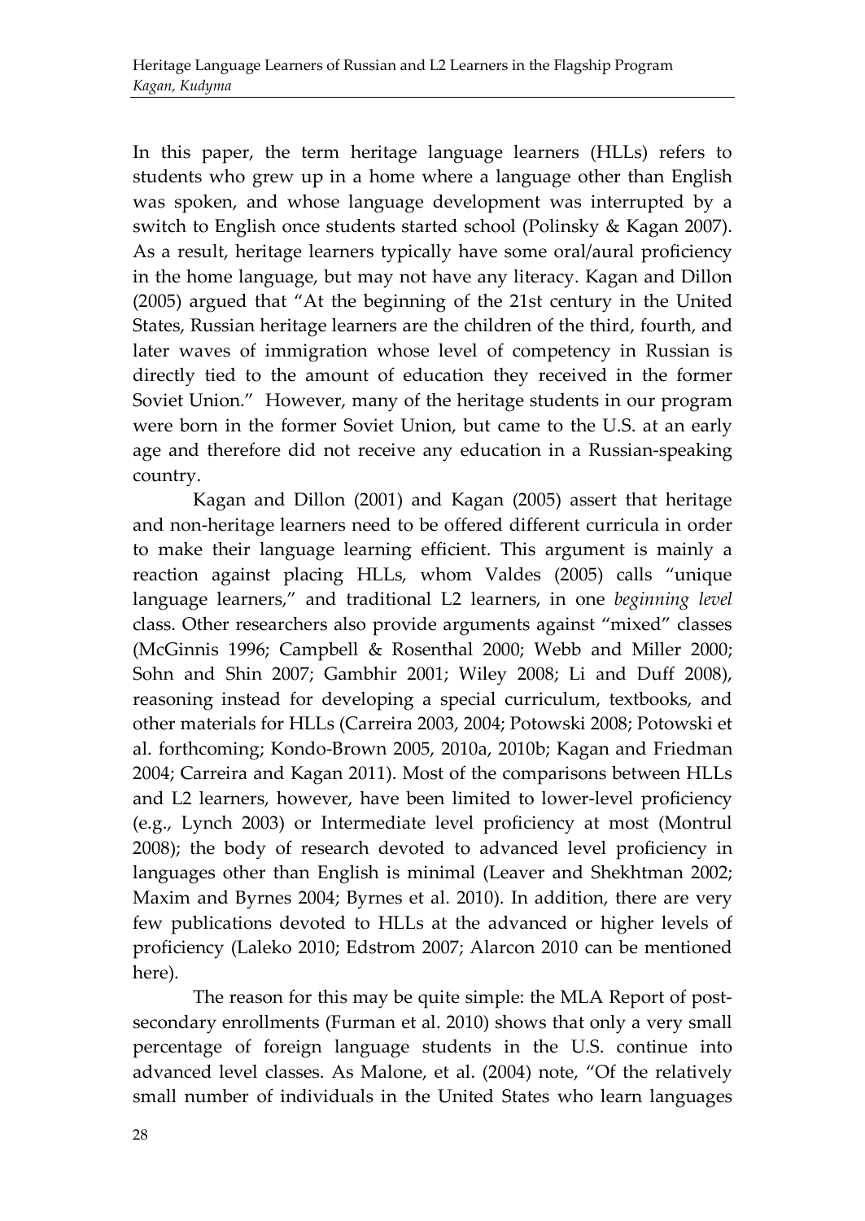In this paper, the term heritage language learners (HLLs) refers to students who grew up in a home where a language other than English was spoken, and whose language development was interrupted by a switch to English once students started school (Polinsky & Kagan 2007). As a result, heritage learners typically have some oral/aural proficiency in the home language, but may not have any literacy. Kagan and Dillon (2005) argued that "At the beginning of the 21st century in the United States, Russian heritage learners are the children of the third, fourth, and later waves of immigration whose level of competency in Russian is directly tied to the amount of education they received in the former Soviet Union." However, many of the heritage students in our program were born in the former Soviet Union, but came to the U.S. at an early age and therefore did not receive any education in a Russian-speaking country.

Kagan and Dillon (2001) and Kagan (2005) assert that heritage and non-heritage learners need to be offered different curricula in order to make their language learning efficient. This argument is mainly a reaction against placing HLLs, whom Valdes (2005) calls "unique language learners," and traditional L2 learners, in one *beginning level* class. Other researchers also provide arguments against "mixed" classes (McGinnis 1996; Campbell & Rosenthal 2000; Webb and Miller 2000; Sohn and Shin 2007; Gambhir 2001; Wiley 2008; Li and Duff 2008), reasoning instead for developing a special curriculum, textbooks, and other materials for HLLs (Carreira 2003, 2004; Potowski 2008; Potowski et al. forthcoming; Kondo-Brown 2005, 2010a, 2010b; Kagan and Friedman 2004; Carreira and Kagan 2011). Most of the comparisons between HLLs and L2 learners, however, have been limited to lower-level proficiency (e.g., Lynch 2003) or Intermediate level proficiency at most (Montrul 2008); the body of research devoted to advanced level proficiency in languages other than English is minimal (Leaver and Shekhtman 2002; Maxim and Byrnes 2004; Byrnes et al. 2010). In addition, there are very few publications devoted to HLLs at the advanced or higher levels of proficiency (Laleko 2010; Edstrom 2007; Alarcon 2010 can be mentioned here).

The reason for this may be quite simple: the MLA Report of post-secondary enrollments (Furman et al. 2010) shows that only a very small percentage of foreign language students in the U.S. continue into advanced level classes. As Malone, et al. (2004) note, "Of the relatively small number of individuals in the United States who learn languages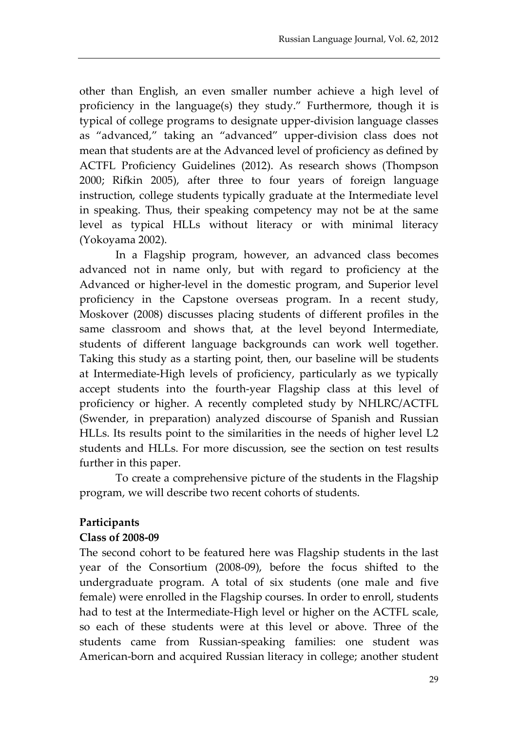other than English, an even smaller number achieve a high level of proficiency in the language(s) they study." Furthermore, though it is typical of college programs to designate upper-division language classes as "advanced," taking an "advanced" upper-division class does not mean that students are at the Advanced level of proficiency as defined by ACTFL Proficiency Guidelines (2012). As research shows (Thompson 2000; Rifkin 2005), after three to four years of foreign language instruction, college students typically graduate at the Intermediate level in speaking. Thus, their speaking competency may not be at the same level as typical HLLs without literacy or with minimal literacy (Yokoyama 2002).

In a Flagship program, however, an advanced class becomes advanced not in name only, but with regard to proficiency at the Advanced or higher-level in the domestic program, and Superior level proficiency in the Capstone overseas program. In a recent study, Moskover (2008) discusses placing students of different profiles in the same classroom and shows that, at the level beyond Intermediate, students of different language backgrounds can work well together. Taking this study as a starting point, then, our baseline will be students at Intermediate-High levels of proficiency, particularly as we typically accept students into the fourth-year Flagship class at this level of proficiency or higher. A recently completed study by NHLRC/ACTFL (Swender, in preparation) analyzed discourse of Spanish and Russian HLLs. Its results point to the similarities in the needs of higher level L2 students and HLLs. For more discussion, see the section on test results further in this paper.

To create a comprehensive picture of the students in the Flagship program, we will describe two recent cohorts of students.

## Participants

### Class of 2008-09

The second cohort to be featured here was Flagship students in the last year of the Consortium (2008-09), before the focus shifted to the undergraduate program. A total of six students (one male and five female) were enrolled in the Flagship courses. In order to enroll, students had to test at the Intermediate-High level or higher on the ACTFL scale, so each of these students were at this level or above. Three of the students came from Russian-speaking families: one student was American-born and acquired Russian literacy in college; another student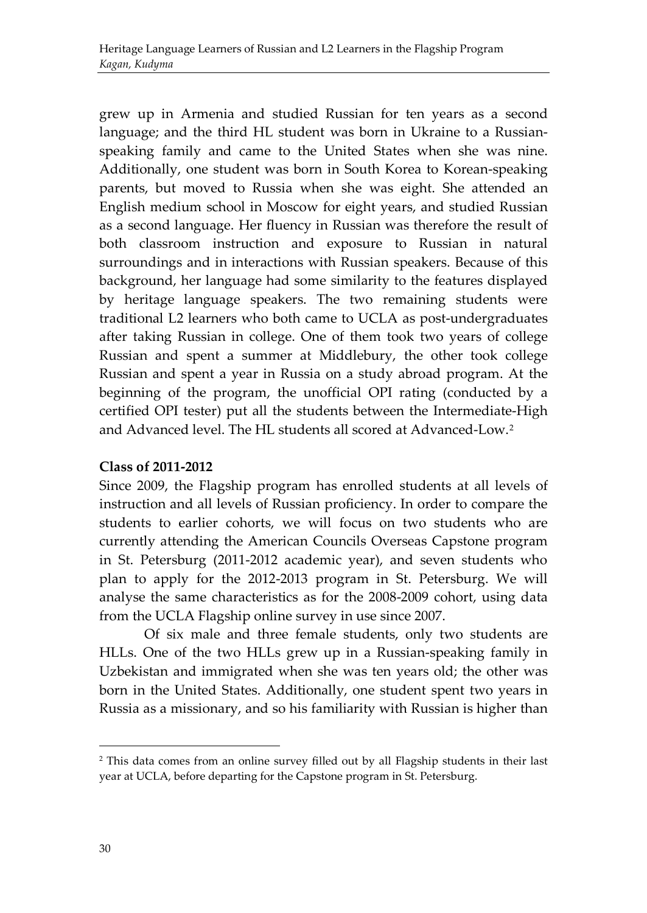grew up in Armenia and studied Russian for ten years as a second language; and the third HL student was born in Ukraine to a Russian-speaking family and came to the United States when she was nine. Additionally, one student was born in South Korea to Korean-speaking parents, but moved to Russia when she was eight. She attended an English medium school in Moscow for eight years, and studied Russian as a second language. Her fluency in Russian was therefore the result of both classroom instruction and exposure to Russian in natural surroundings and in interactions with Russian speakers. Because of this background, her language had some similarity to the features displayed by heritage language speakers. The two remaining students were traditional L2 learners who both came to UCLA as post-undergraduates after taking Russian in college. One of them took two years of college Russian and spent a summer at Middlebury, the other took college Russian and spent a year in Russia on a study abroad program. At the beginning of the program, the unofficial OPI rating (conducted by a certified OPI tester) put all the students between the Intermediate-High and Advanced level. The HL students all scored at Advanced-Low.[2]

**Class of 2011-2012**

Since 2009, the Flagship program has enrolled students at all levels of instruction and all levels of Russian proficiency. In order to compare the students to earlier cohorts, we will focus on two students who are currently attending the American Councils Overseas Capstone program in St. Petersburg (2011-2012 academic year), and seven students who plan to apply for the 2012-2013 program in St. Petersburg. We will analyse the same characteristics as for the 2008-2009 cohort, using data from the UCLA Flagship online survey in use since 2007.

Of six male and three female students, only two students are HLLs. One of the two HLLs grew up in a Russian-speaking family in Uzbekistan and immigrated when she was ten years old; the other was born in the United States. Additionally, one student spent two years in Russia as a missionary, and so his familiarity with Russian is higher than

[2] This data comes from an online survey filled out by all Flagship students in their last year at UCLA, before departing for the Capstone program in St. Petersburg.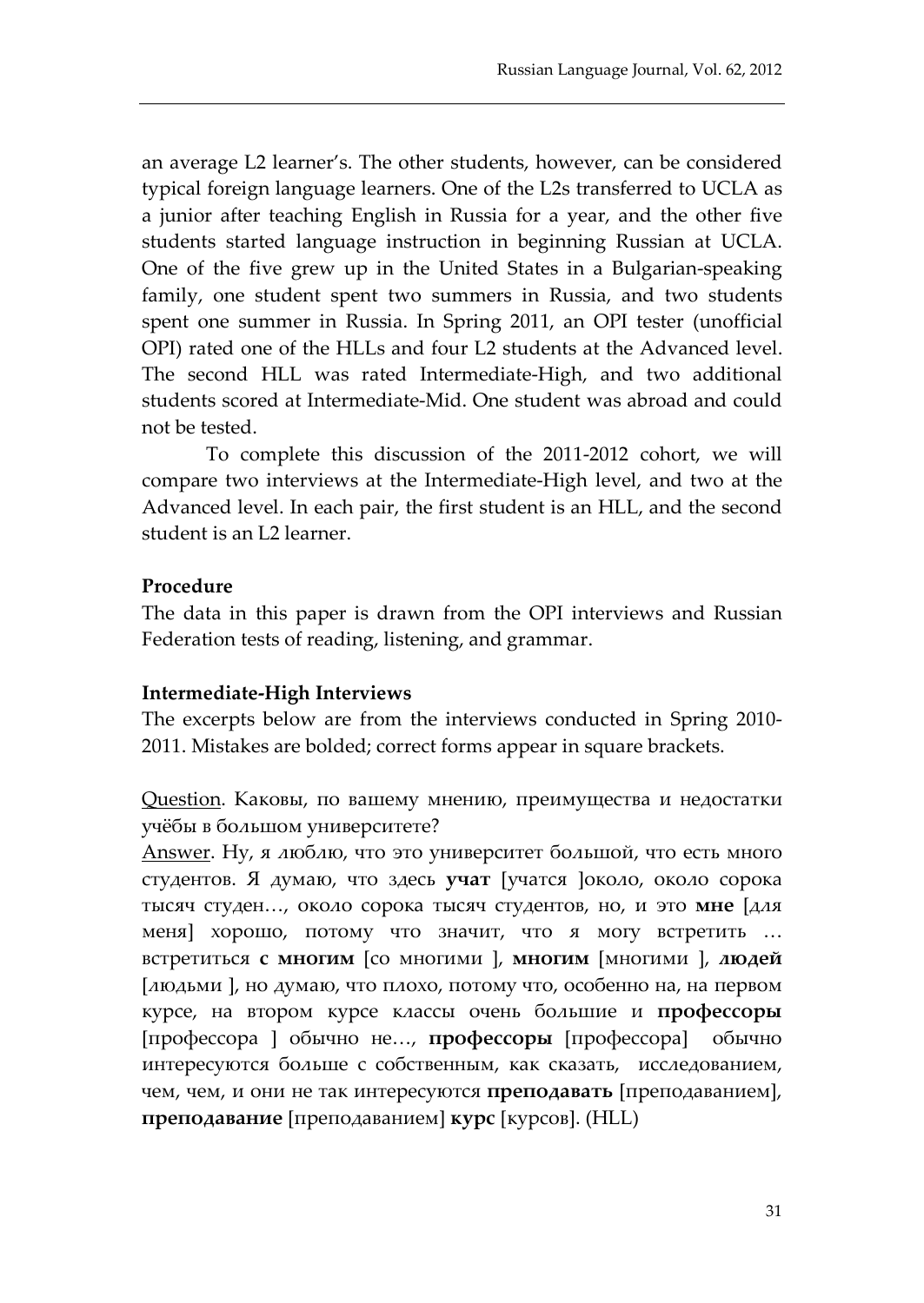an average L2 learner's. The other students, however, can be considered typical foreign language learners. One of the L2s transferred to UCLA as a junior after teaching English in Russia for a year, and the other five students started language instruction in beginning Russian at UCLA. One of the five grew up in the United States in a Bulgarian-speaking family, one student spent two summers in Russia, and two students spent one summer in Russia. In Spring 2011, an OPI tester (unofficial OPI) rated one of the HLLs and four L2 students at the Advanced level. The second HLL was rated Intermediate-High, and two additional students scored at Intermediate-Mid. One student was abroad and could not be tested.

To complete this discussion of the 2011-2012 cohort, we will compare two interviews at the Intermediate-High level, and two at the Advanced level. In each pair, the first student is an HLL, and the second student is an L2 learner.

**Procedure**

The data in this paper is drawn from the OPI interviews and Russian Federation tests of reading, listening, and grammar.

**Intermediate-High Interviews**

The excerpts below are from the interviews conducted in Spring 2010-2011. Mistakes are bolded; correct forms appear in square brackets.

<u>Question</u>. Каковы, по вашему мнению, преимущества и недостатки учёбы в большом университете?

<u>Answer</u>. Ну, я люблю, что это университет большой, что есть много студентов. Я думаю, что здесь **учат** [учатся ]около, около сорока тысяч студен…, около сорока тысяч студентов, но, и это **мне** [для меня] хорошо, потому что значит, что я могу встретить … встретиться **с многим** [со многими ], **многим** [многими ], **людей** [людьми ], но думаю, что плохо, потому что, особенно на, на первом курсе, на втором курсе классы очень большие и **профессоры** [профессора ] обычно не…, **профессоры** [профессора] обычно интересуются больше с собственным, как сказать, исследованием, чем, чем, и они не так интересуются **преподавать** [преподаванием], **преподавание** [преподаванием] **курс** [курсов]. (HLL)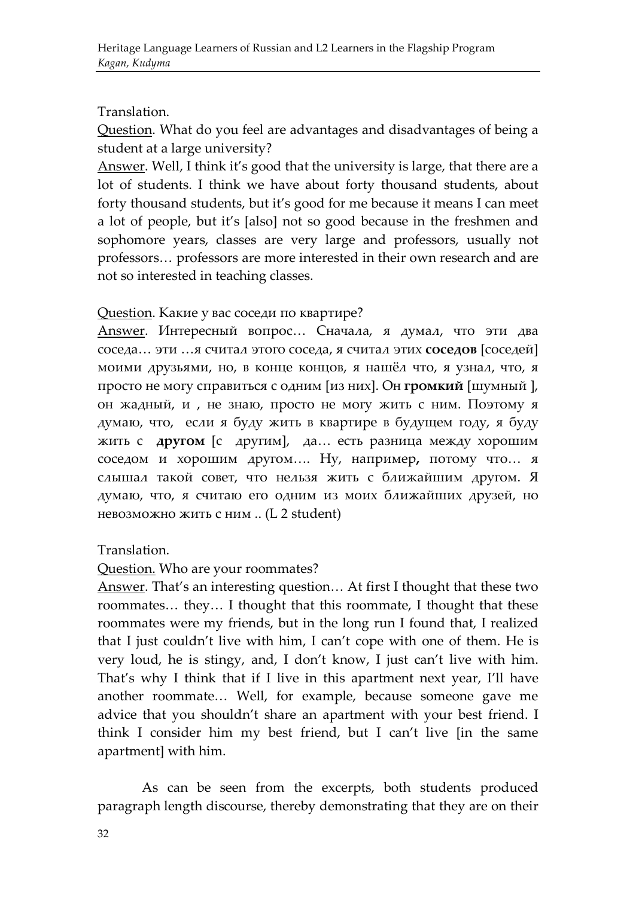Translation.

Question. What do you feel are advantages and disadvantages of being a student at a large university?

Answer. Well, I think it's good that the university is large, that there are a lot of students. I think we have about forty thousand students, about forty thousand students, but it's good for me because it means I can meet a lot of people, but it's [also] not so good because in the freshmen and sophomore years, classes are very large and professors, usually not professors… professors are more interested in their own research and are not so interested in teaching classes.

Question. Какие у вас соседи по квартире?

Answer. Интересный вопрос… Сначала, я думал, что эти два соседа… эти …я считал этого соседа, я считал этих **соседов** [соседей] моими друзьями, но, в конце концов, я нашёл что, я узнал, что, я просто не могу справиться с одним [из них]. Он **громкий** [шумный ], он жадный, и , не знаю, просто не могу жить с ним. Поэтому я думаю, что, если я буду жить в квартире в будущем году, я буду жить с **другом** [с другим], да… есть разница между хорошим соседом и хорошим другом…. Ну, например**,** потому что… я слышал такой совет, что нельзя жить с ближайшим другом. Я думаю, что, я считаю его одним из моих ближайших друзей, но невозможно жить с ним .. (L 2 student)

Translation.

Question. Who are your roommates?

Answer. That's an interesting question… At first I thought that these two roommates… they… I thought that this roommate, I thought that these roommates were my friends, but in the long run I found that, I realized that I just couldn't live with him, I can't cope with one of them. He is very loud, he is stingy, and, I don't know, I just can't live with him. That's why I think that if I live in this apartment next year, I'll have another roommate… Well, for example, because someone gave me advice that you shouldn't share an apartment with your best friend. I think I consider him my best friend, but I can't live [in the same apartment] with him.

As can be seen from the excerpts, both students produced paragraph length discourse, thereby demonstrating that they are on their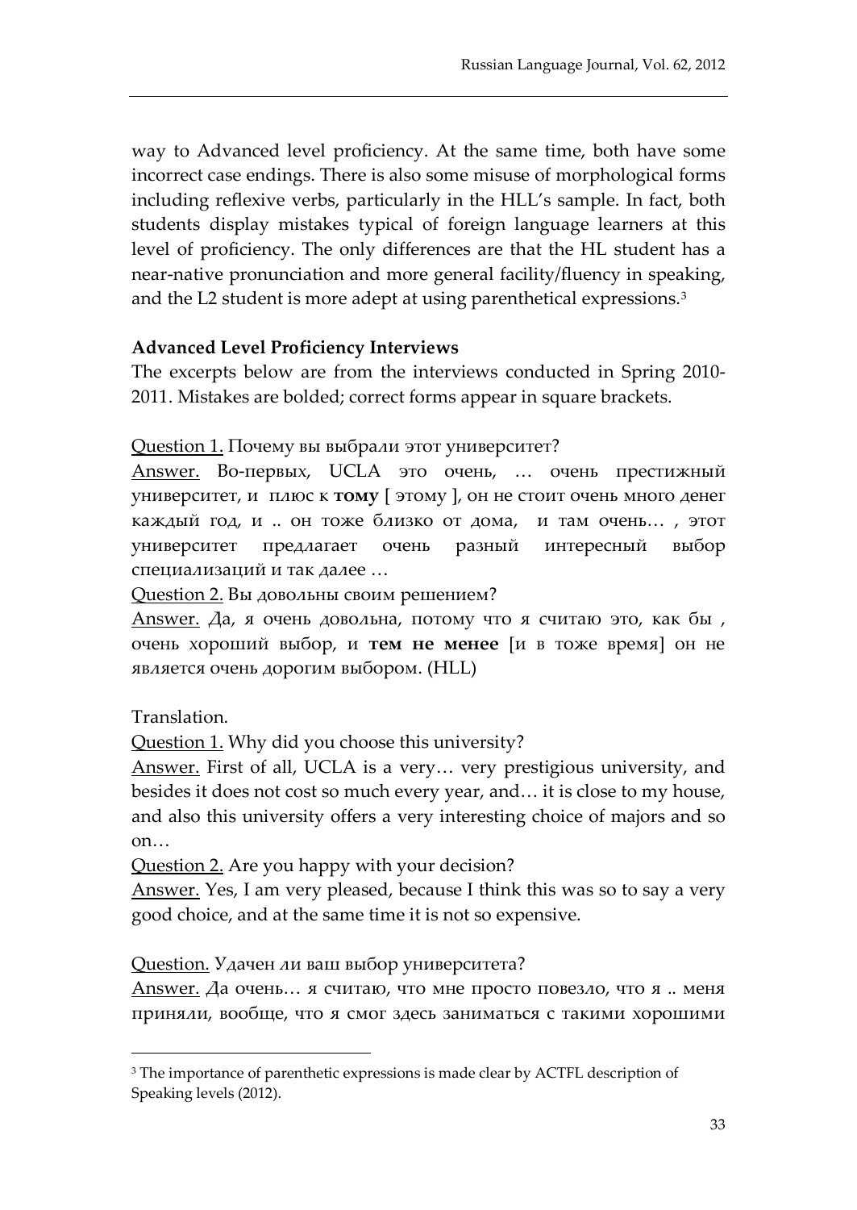way to Advanced level proficiency. At the same time, both have some incorrect case endings. There is also some misuse of morphological forms including reflexive verbs, particularly in the HLL's sample. In fact, both students display mistakes typical of foreign language learners at this level of proficiency. The only differences are that the HL student has a near-native pronunciation and more general facility/fluency in speaking, and the L2 student is more adept at using parenthetical expressions.[3]

**Advanced Level Proficiency Interviews**

The excerpts below are from the interviews conducted in Spring 2010-2011. Mistakes are bolded; correct forms appear in square brackets.

Question 1. Почему вы выбрали этот университет?

Answer. Во-первых, UCLA это очень, … очень престижный университет, и плюс к **тому** [ этому ], он не стоит очень много денег каждый год, и .. он тоже близко от дома, и там очень… , этот университет предлагает очень разный интересный выбор специализаций и так далее …

Question 2. Вы довольны своим решением?

Answer. Да, я очень довольна, потому что я считаю это, как бы , очень хороший выбор, и **тем не менее** [и в тоже время] он не является очень дорогим выбором. (HLL)

Translation.

Question 1. Why did you choose this university?

Answer. First of all, UCLA is a very… very prestigious university, and besides it does not cost so much every year, and… it is close to my house, and also this university offers a very interesting choice of majors and so on…

Question 2. Are you happy with your decision?

Answer. Yes, I am very pleased, because I think this was so to say a very good choice, and at the same time it is not so expensive.

Question. Удачен ли ваш выбор университета?

Answer. Да очень… я считаю, что мне просто повезло, что я .. меня приняли, вообще, что я смог здесь заниматься с такими хорошими

[3] The importance of parenthetic expressions is made clear by ACTFL description of Speaking levels (2012).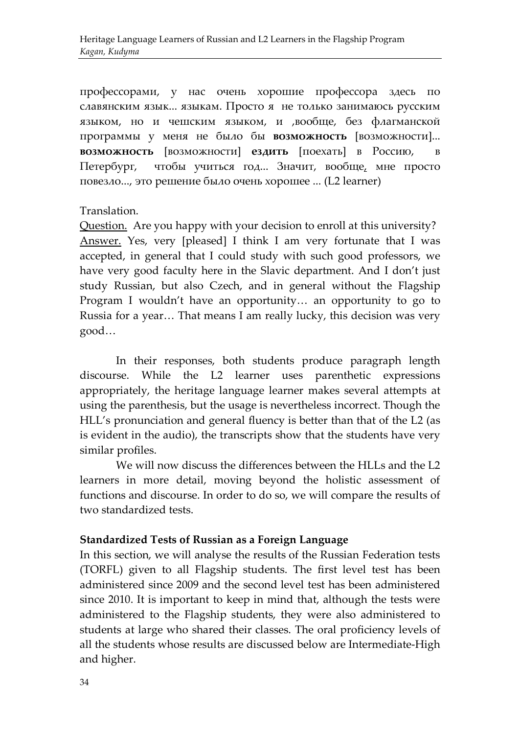профессорами, у нас очень хорошие профессора здесь по славянским язык... языкам. Просто я не только занимаюсь русским языком, но и чешским языком, и ,вообще, без флагманской программы у меня не было бы **возможность** [возможности]... **возможность** [возможности] **ездить** [поехать] в Россию, в Петербург, чтобы учиться год... Значит, вообще, мне просто повезло..., это решение было очень хорошее ... (L2 learner)

Translation.

Question. Are you happy with your decision to enroll at this university?
Answer. Yes, very [pleased] I think I am very fortunate that I was accepted, in general that I could study with such good professors, we have very good faculty here in the Slavic department. And I don't just study Russian, but also Czech, and in general without the Flagship Program I wouldn't have an opportunity… an opportunity to go to Russia for a year… That means I am really lucky, this decision was very good…

In their responses, both students produce paragraph length discourse. While the L2 learner uses parenthetic expressions appropriately, the heritage language learner makes several attempts at using the parenthesis, but the usage is nevertheless incorrect. Though the HLL's pronunciation and general fluency is better than that of the L2 (as is evident in the audio), the transcripts show that the students have very similar profiles.

We will now discuss the differences between the HLLs and the L2 learners in more detail, moving beyond the holistic assessment of functions and discourse. In order to do so, we will compare the results of two standardized tests.

## Standardized Tests of Russian as a Foreign Language

In this section, we will analyse the results of the Russian Federation tests (TORFL) given to all Flagship students. The first level test has been administered since 2009 and the second level test has been administered since 2010. It is important to keep in mind that, although the tests were administered to the Flagship students, they were also administered to students at large who shared their classes. The oral proficiency levels of all the students whose results are discussed below are Intermediate-High and higher.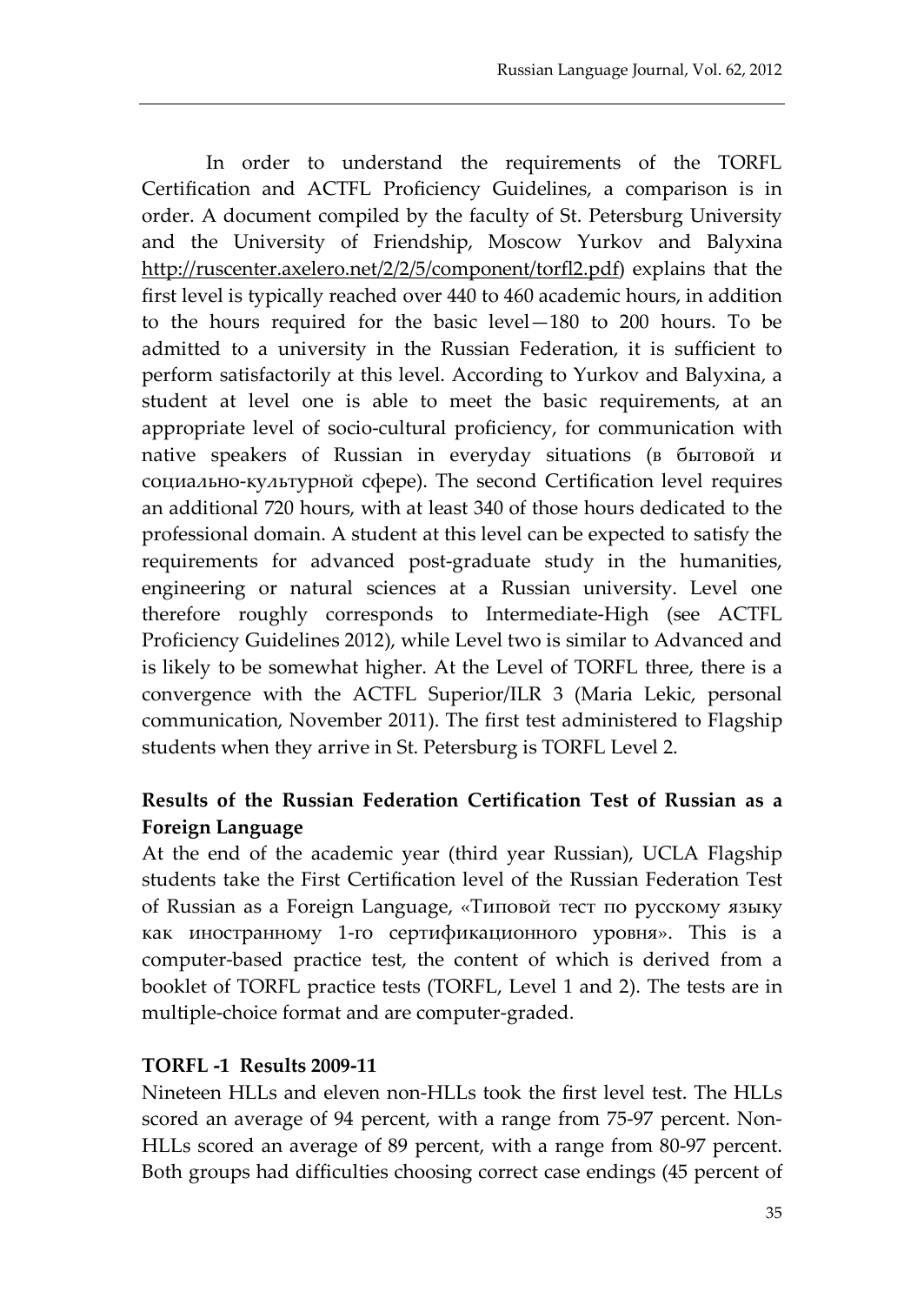In order to understand the requirements of the TORFL Certification and ACTFL Proficiency Guidelines, a comparison is in order. A document compiled by the faculty of St. Petersburg University and the University of Friendship, Moscow Yurkov and Balyxina http://ruscenter.axelero.net/2/2/5/component/torfl2.pdf) explains that the first level is typically reached over 440 to 460 academic hours, in addition to the hours required for the basic level—180 to 200 hours. To be admitted to a university in the Russian Federation, it is sufficient to perform satisfactorily at this level. According to Yurkov and Balyxina, a student at level one is able to meet the basic requirements, at an appropriate level of socio-cultural proficiency, for communication with native speakers of Russian in everyday situations (в бытовой и социально-культурной сфере). The second Certification level requires an additional 720 hours, with at least 340 of those hours dedicated to the professional domain. A student at this level can be expected to satisfy the requirements for advanced post-graduate study in the humanities, engineering or natural sciences at a Russian university. Level one therefore roughly corresponds to Intermediate-High (see ACTFL Proficiency Guidelines 2012), while Level two is similar to Advanced and is likely to be somewhat higher. At the Level of TORFL three, there is a convergence with the ACTFL Superior/ILR 3 (Maria Lekic, personal communication, November 2011). The first test administered to Flagship students when they arrive in St. Petersburg is TORFL Level 2.

## Results of the Russian Federation Certification Test of Russian as a Foreign Language

At the end of the academic year (third year Russian), UCLA Flagship students take the First Certification level of the Russian Federation Test of Russian as a Foreign Language, «Типовой тест по русскому языку как иностранному 1-го сертификационного уровня». This is a computer-based practice test, the content of which is derived from a booklet of TORFL practice tests (TORFL, Level 1 and 2). The tests are in multiple-choice format and are computer-graded.

### TORFL -1 Results 2009-11

Nineteen HLLs and eleven non-HLLs took the first level test. The HLLs scored an average of 94 percent, with a range from 75-97 percent. Non-HLLs scored an average of 89 percent, with a range from 80-97 percent. Both groups had difficulties choosing correct case endings (45 percent of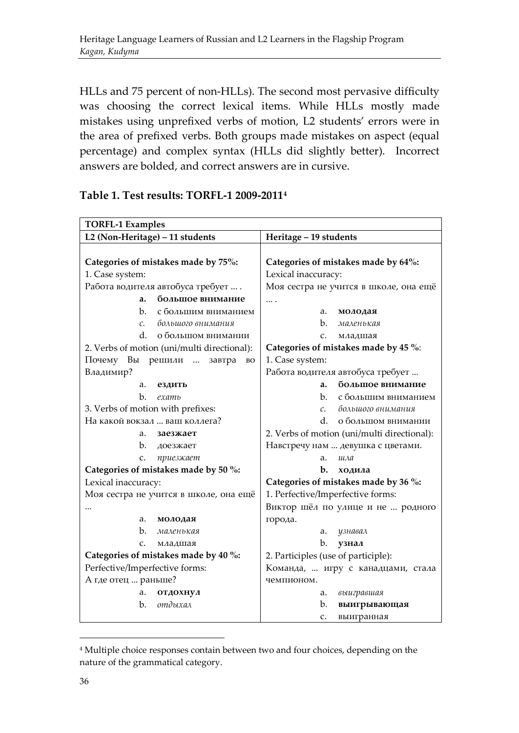HLLs and 75 percent of non-HLLs). The second most pervasive difficulty was choosing the correct lexical items. While HLLs mostly made mistakes using unprefixed verbs of motion, L2 students' errors were in the area of prefixed verbs. Both groups made mistakes on aspect (equal percentage) and complex syntax (HLLs did slightly better). Incorrect answers are bolded, and correct answers are in cursive.

**Table 1. Test results: TORFL-1 2009-2011**[4]

| **TORFL-1 Examples** | |
|---|---|
| **L2 (Non-Heritage) – 11 students** | **Heritage – 19 students** |
| **Categories of mistakes made by 75%:**<br>1. Case system:<br>Работа водителя автобуса требует ... .<br>a. **большое внимание**<br>b. с большим вниманием<br>c. *большого внимания*<br>d. о большом внимании<br>2. Verbs of motion (uni/multi directional):<br>Почему Вы решили ... завтра во Владимир?<br>a. **ездить**<br>b. *ехать*<br>3. Verbs of motion with prefixes:<br>На какой вокзал ... ваш коллега?<br>a. **заезжает**<br>b. доезжает<br>c. *приезжает*<br>**Categories of mistakes made by 50 %:**<br>Lexical inaccuracy:<br>Моя сестра не учится в школе, она ещё ...<br>a. **молодая**<br>b. *маленькая*<br>c. младшая<br>**Categories of mistakes made by 40 %:**<br>Perfective/Imperfective forms:<br>А где отец ... раньше?<br>a. **отдохнул**<br>b. *отдыхал* | **Categories of mistakes made by 64%:**<br>Lexical inaccuracy:<br>Моя сестра не учится в школе, она ещё ... .<br>a. **молодая**<br>b. *маленькая*<br>c. младшая<br>**Categories of mistakes made by 45 %:**<br>1. Case system:<br>Работа водителя автобуса требует ...<br>a. **большое внимание**<br>b. с большим вниманием<br>c. *большого внимания*<br>d. о большом внимании<br>2. Verbs of motion (uni/multi directional):<br>Навстречу нам ... девушка с цветами.<br>a. *шла*<br>b. **ходила**<br>**Categories of mistakes made by 36 %:**<br>1. Perfective/Imperfective forms:<br>Виктор шёл по улице и не ... родного города.<br>a. *узнавал*<br>b. **узнал**<br>2. Participles (use of participle):<br>Команда, ... игру с канадцами, стала чемпионом.<br>a. *выигравшая*<br>b. **выигрывающая**<br>c. выигранная |

[4] Multiple choice responses contain between two and four choices, depending on the nature of the grammatical category.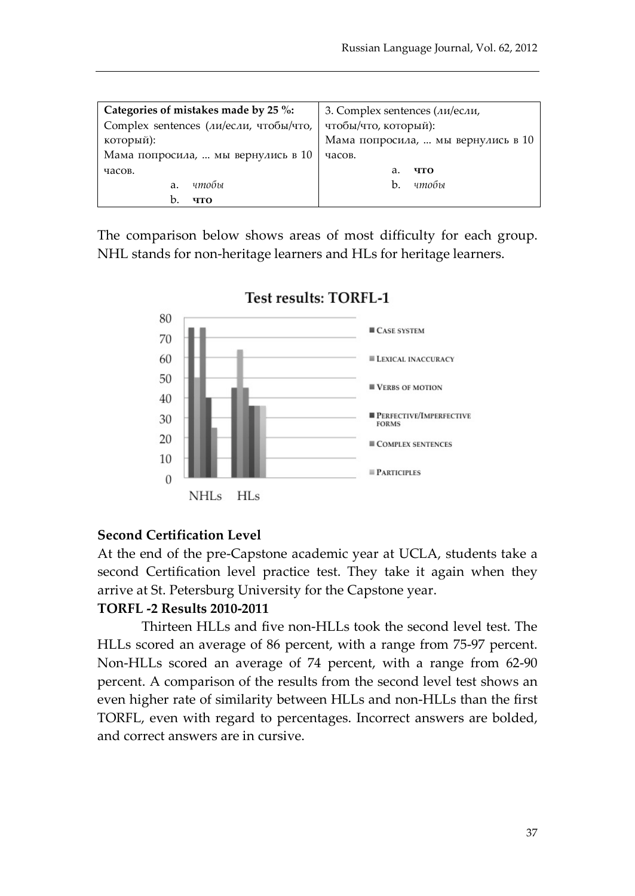| **Categories of mistakes made by 25 %:** Complex sentences (*ли*/*если*, чтобы/что, который): Мама попросила, ... мы вернулись в 10 часов. a. *чтобы* b. **что** | 3. Complex sentences (*ли*/*если*, чтобы/что, который): Мама попросила, ... мы вернулись в 10 часов. a. **что** b. *чтобы* |
|---|---|

The comparison below shows areas of most difficulty for each group. NHL stands for non-heritage learners and HLs for heritage learners.

**Test results: TORFL-1**

| | Case system | Lexical inaccuracy | Verbs of motion | Perfective/Imperfective forms | Complex sentences | Participles |
|---|---|---|---|---|---|---|
| NHLs | 75 | 50 | 75 | 40 | 25 | |
| HLs | 45 | 64 | 45 | 36 | 36 | 36 |

### Second Certification Level

At the end of the pre-Capstone academic year at UCLA, students take a second Certification level practice test. They take it again when they arrive at St. Petersburg University for the Capstone year.

### TORFL -2 Results 2010-2011

Thirteen HLLs and five non-HLLs took the second level test. The HLLs scored an average of 86 percent, with a range from 75-97 percent. Non-HLLs scored an average of 74 percent, with a range from 62-90 percent. A comparison of the results from the second level test shows an even higher rate of similarity between HLLs and non-HLLs than the first TORFL, even with regard to percentages. Incorrect answers are bolded, and correct answers are in cursive.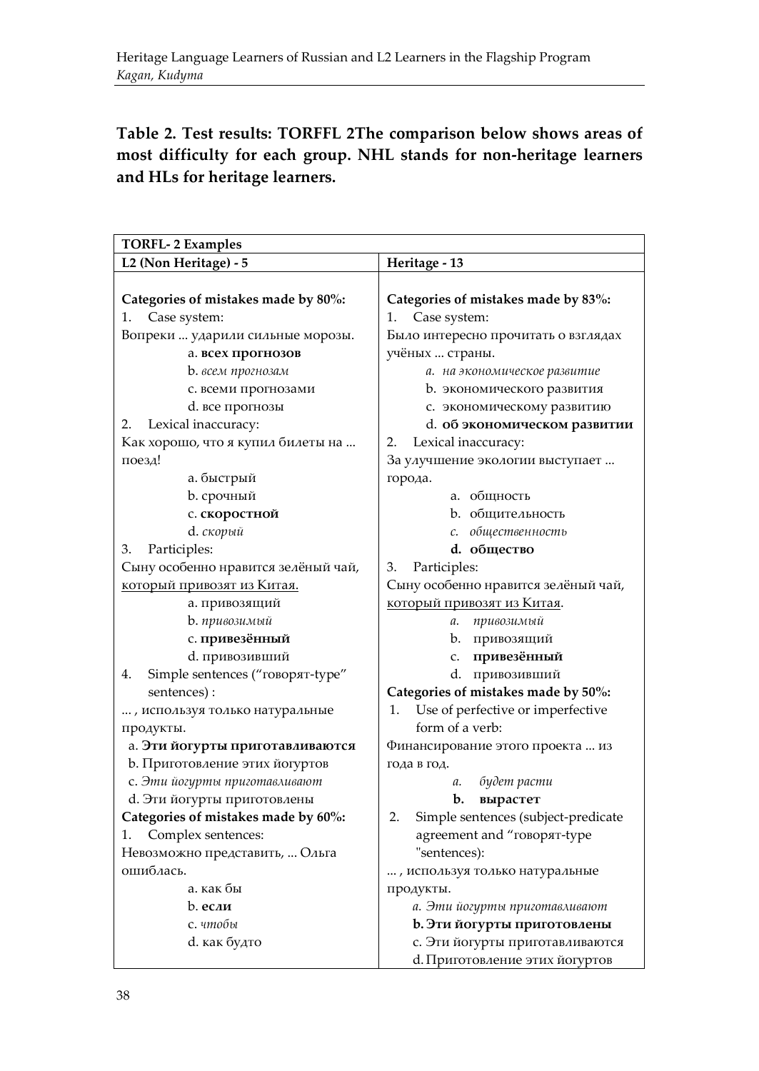**Table 2. Test results: TORFFL 2The comparison below shows areas of most difficulty for each group. NHL stands for non-heritage learners and HLs for heritage learners.**

| **TORFL- 2 Examples** | |
|---|---|
| **L2 (Non Heritage) - 5** | **Heritage - 13** |
| **Categories of mistakes made by 80%:**<br>1. Case system:<br>Вопреки ... ударили сильные морозы.<br>a. **всех прогнозов**<br>b. *всем прогнозам*<br>c. всеми прогнозами<br>d. все прогнозы<br>2. Lexical inaccuracy:<br>Как хорошо, что я купил билеты на ... поезд!<br>a. быстрый<br>b. срочный<br>c. **скоростной**<br>d. *скорый*<br>3. Participles:<br>Сыну особенно нравится зелёный чай, <u>который привозят из Китая.</u><br>a. привозящий<br>b. *привозимый*<br>c. **привезённый**<br>d. привозивший<br>4. Simple sentences ("говорят-type" sentences) :<br>... , используя только натуральные продукты.<br>a. **Эти йогурты приготавливаются**<br>b. Приготовление этих йогуртов<br>c. *Эти йогурты приготавливают*<br>d. Эти йогурты приготовлены<br>**Categories of mistakes made by 60%:**<br>1. Complex sentences:<br>Невозможно представить, ... Ольга ошиблась.<br>a. как бы<br>b. **если**<br>c. *чтобы*<br>d. как будто | **Categories of mistakes made by 83%:**<br>1. Case system:<br>Было интересно прочитать о взглядах учёных ... страны.<br>a. *на экономическое развитие*<br>b. экономического развития<br>c. экономическому развитию<br>d. **об экономическом развитии**<br>2. Lexical inaccuracy:<br>За улучшение экологии выступает ... города.<br>a. общность<br>b. общительность<br>c. *общественность*<br>d. **общество**<br>3. Participles:<br>Сыну особенно нравится зелёный чай, <u>который привозят из Китая</u>.<br>a. *привозимый*<br>b. привозящий<br>c. **привезённый**<br>d. привозивший<br>**Categories of mistakes made by 50%:**<br>1. Use of perfective or imperfective form of a verb:<br>Финансирование этого проекта ... из года в год.<br>a. *будет расти*<br>b. **вырастет**<br>2. Simple sentences (subject-predicate agreement and "говорят-type "sentences):<br>... , используя только натуральные продукты.<br>a. *Эти йогурты приготавливают*<br>b. **Эти йогурты приготовлены**<br>c. Эти йогурты приготавливаются<br>d. Приготовление этих йогуртов |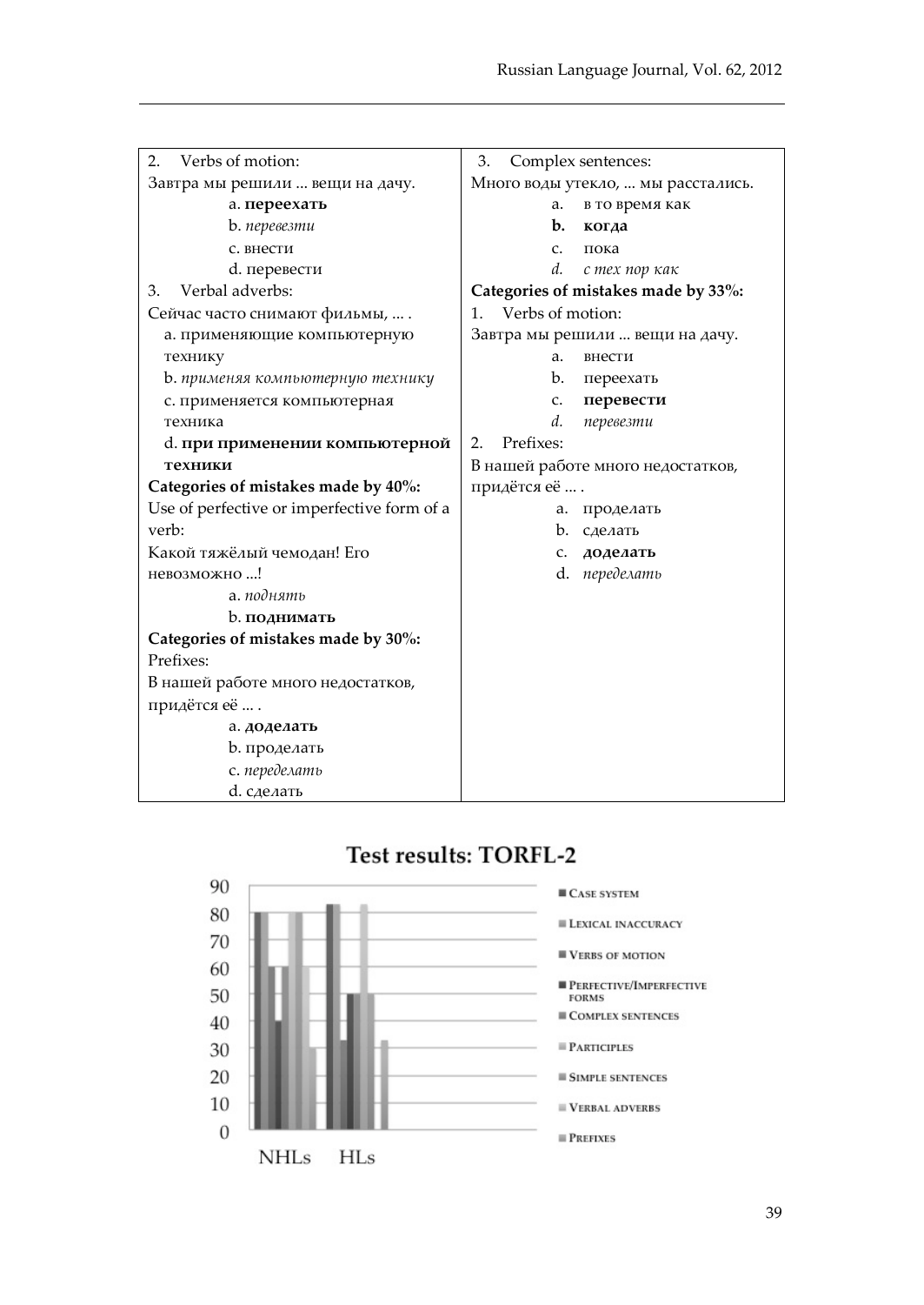| | |
|---|---|
| 2. Verbs of motion:<br>Завтра мы решили ... вещи на дачу.<br>a. **переехать**<br>b. *перевезти*<br>c. внести<br>d. перевести<br>3. Verbal adverbs:<br>Сейчас часто снимают фильмы, ... .<br>a. применяющие компьютерную технику<br>b. *применяя компьютерную технику*<br>c. применяется компьютерная техника<br>d. **при применении компьютерной техники**<br>**Categories of mistakes made by 40%:**<br>Use of perfective or imperfective form of a verb:<br>Какой тяжёлый чемодан! Его невозможно ...!<br>a. *поднять*<br>b. **поднимать**<br>**Categories of mistakes made by 30%:**<br>Prefixes:<br>В нашей работе много недостатков, придётся её ... .<br>a. **доделать**<br>b. проделать<br>c. *переделать*<br>d. сделать | 3. Complex sentences:<br>Много воды утекло, ... мы расстались.<br>a. в то время как<br>**b. когда**<br>c. пока<br>*d. с тех пор как*<br>**Categories of mistakes made by 33%:**<br>1. Verbs of motion:<br>Завтра мы решили ... вещи на дачу.<br>a. внести<br>b. переехать<br>c. **перевести**<br>*d. перевезти*<br>2. Prefixes:<br>В нашей работе много недостатков, придётся её ... .<br>a. проделать<br>b. сделать<br>c. **доделать**<br>d. *переделать* |

**Test results: TORFL-2**

| | Case system | Lexical inaccuracy | Verbs of motion | Perfective/Imperfective forms | Complex sentences | Participles | Simple sentences | Verbal adverbs | Prefixes |
|---|---|---|---|---|---|---|---|---|---|
| NHLs | 80 | 80 | 60 | 40 | 60 | 80 | 80 | 60 | 30 |
| HLs | 83 | 83 | 33 | 50 | 50 | 83 | 50 | | 33 |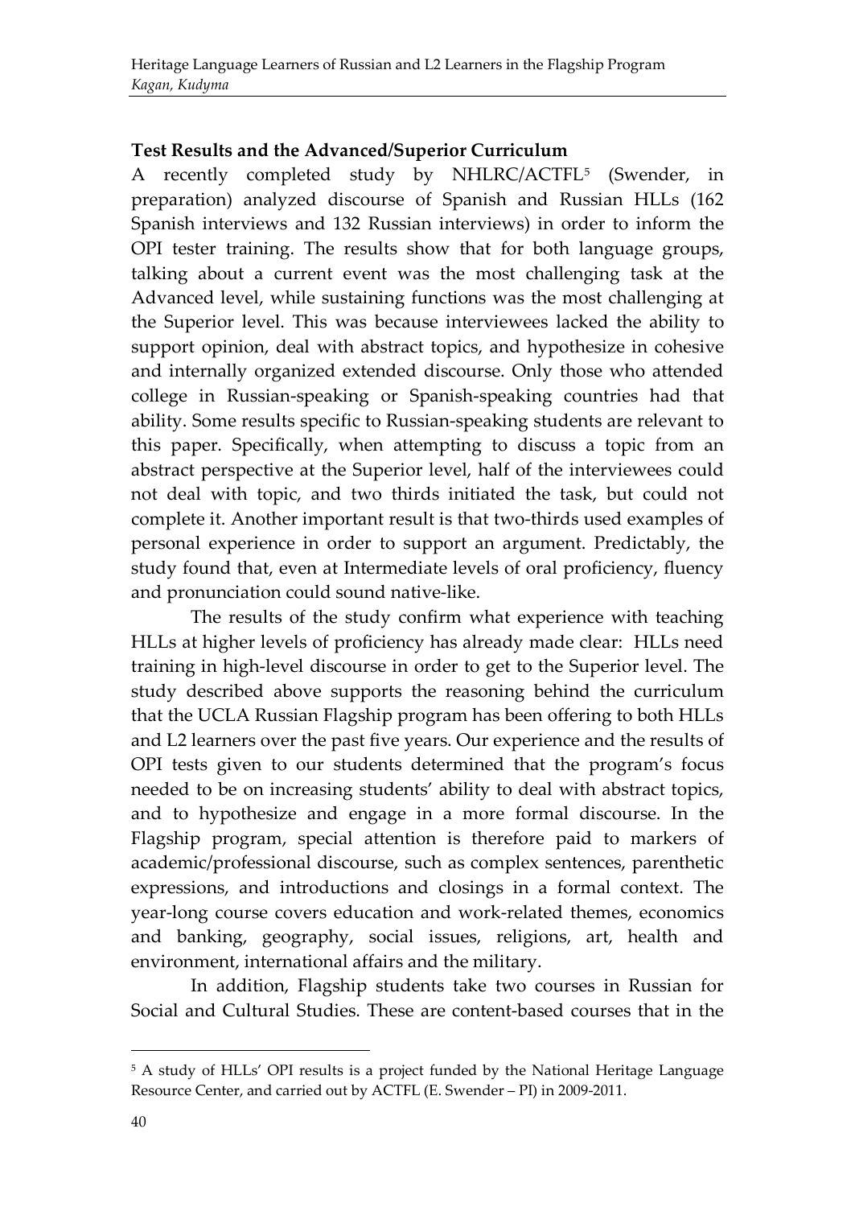### Test Results and the Advanced/Superior Curriculum

A recently completed study by NHLRC/ACTFL[5] (Swender, in preparation) analyzed discourse of Spanish and Russian HLLs (162 Spanish interviews and 132 Russian interviews) in order to inform the OPI tester training. The results show that for both language groups, talking about a current event was the most challenging task at the Advanced level, while sustaining functions was the most challenging at the Superior level. This was because interviewees lacked the ability to support opinion, deal with abstract topics, and hypothesize in cohesive and internally organized extended discourse. Only those who attended college in Russian-speaking or Spanish-speaking countries had that ability. Some results specific to Russian-speaking students are relevant to this paper. Specifically, when attempting to discuss a topic from an abstract perspective at the Superior level, half of the interviewees could not deal with topic, and two thirds initiated the task, but could not complete it. Another important result is that two-thirds used examples of personal experience in order to support an argument. Predictably, the study found that, even at Intermediate levels of oral proficiency, fluency and pronunciation could sound native-like.

The results of the study confirm what experience with teaching HLLs at higher levels of proficiency has already made clear: HLLs need training in high-level discourse in order to get to the Superior level. The study described above supports the reasoning behind the curriculum that the UCLA Russian Flagship program has been offering to both HLLs and L2 learners over the past five years. Our experience and the results of OPI tests given to our students determined that the program's focus needed to be on increasing students' ability to deal with abstract topics, and to hypothesize and engage in a more formal discourse. In the Flagship program, special attention is therefore paid to markers of academic/professional discourse, such as complex sentences, parenthetic expressions, and introductions and closings in a formal context. The year-long course covers education and work-related themes, economics and banking, geography, social issues, religions, art, health and environment, international affairs and the military.

In addition, Flagship students take two courses in Russian for Social and Cultural Studies. These are content-based courses that in the

---

[5] A study of HLLs' OPI results is a project funded by the National Heritage Language Resource Center, and carried out by ACTFL (E. Swender – PI) in 2009-2011.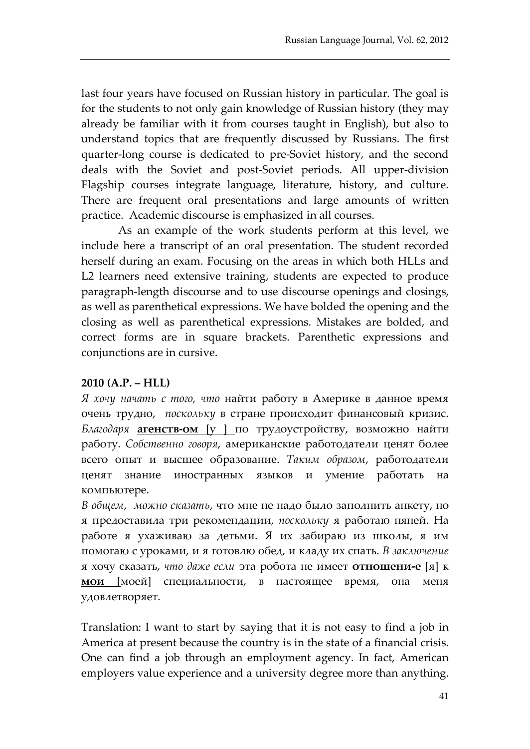last four years have focused on Russian history in particular. The goal is for the students to not only gain knowledge of Russian history (they may already be familiar with it from courses taught in English), but also to understand topics that are frequently discussed by Russians. The first quarter-long course is dedicated to pre-Soviet history, and the second deals with the Soviet and post-Soviet periods. All upper-division Flagship courses integrate language, literature, history, and culture. There are frequent oral presentations and large amounts of written practice. Academic discourse is emphasized in all courses.

As an example of the work students perform at this level, we include here a transcript of an oral presentation. The student recorded herself during an exam. Focusing on the areas in which both HLLs and L2 learners need extensive training, students are expected to produce paragraph-length discourse and to use discourse openings and closings, as well as parenthetical expressions. We have bolded the opening and the closing as well as parenthetical expressions. Mistakes are bolded, and correct forms are in square brackets. Parenthetic expressions and conjunctions are in cursive.

**2010 (A.P. – HLL)**

*Я хочу начать с того, что* найти работу в Америке в данное время очень трудно, *поскольку* в стране происходит финансовый кризис. *Благодаря* **агенств-ом** [у ] по трудоустройству, возможно найти работу. *Собственно говоря*, американские работодатели ценят более всего опыт и высшее образование. *Таким образом*, работодатели ценят знание иностранных языков и умение работать на компьютере.

*В общем, можно сказать*, что мне не надо было заполнить анкету, но я предоставила три рекомендации, *поскольку* я работаю няней. На работе я ухаживаю за детьми. Я их забираю из школы, я им помогаю с уроками, и я готовлю обед, и кладу их спать. *В заключение* я хочу сказать, *что даже если* эта робота не имеет **отношени-е** [я] к **мои** [моей] специальности, в настоящее время, она меня удовлетворяет.

Translation: I want to start by saying that it is not easy to find a job in America at present because the country is in the state of a financial crisis. One can find a job through an employment agency. In fact, American employers value experience and a university degree more than anything.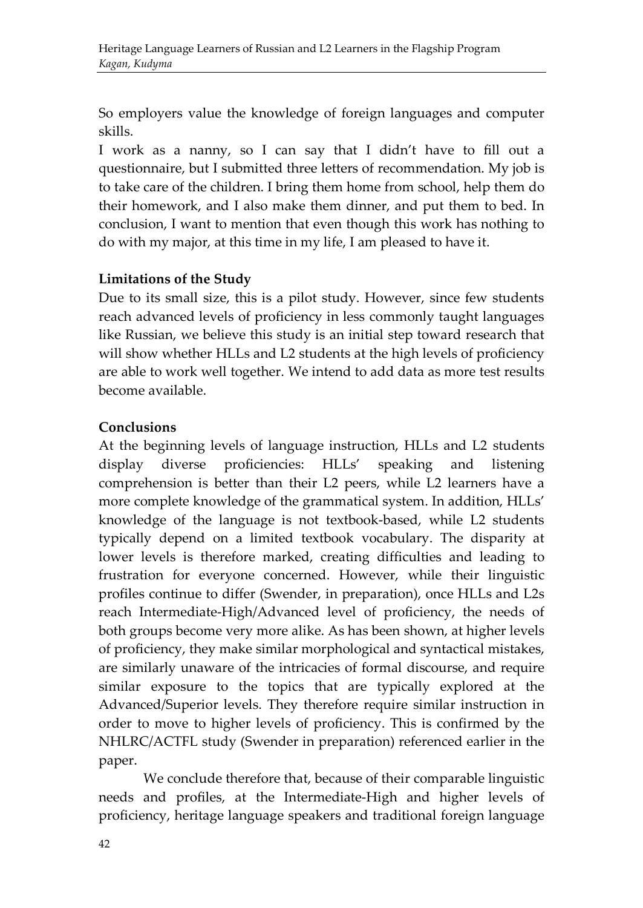So employers value the knowledge of foreign languages and computer skills.

I work as a nanny, so I can say that I didn't have to fill out a questionnaire, but I submitted three letters of recommendation. My job is to take care of the children. I bring them home from school, help them do their homework, and I also make them dinner, and put them to bed. In conclusion, I want to mention that even though this work has nothing to do with my major, at this time in my life, I am pleased to have it.

### Limitations of the Study

Due to its small size, this is a pilot study. However, since few students reach advanced levels of proficiency in less commonly taught languages like Russian, we believe this study is an initial step toward research that will show whether HLLs and L2 students at the high levels of proficiency are able to work well together. We intend to add data as more test results become available.

### Conclusions

At the beginning levels of language instruction, HLLs and L2 students display diverse proficiencies: HLLs' speaking and listening comprehension is better than their L2 peers, while L2 learners have a more complete knowledge of the grammatical system. In addition, HLLs' knowledge of the language is not textbook-based, while L2 students typically depend on a limited textbook vocabulary. The disparity at lower levels is therefore marked, creating difficulties and leading to frustration for everyone concerned. However, while their linguistic profiles continue to differ (Swender, in preparation), once HLLs and L2s reach Intermediate-High/Advanced level of proficiency, the needs of both groups become very more alike. As has been shown, at higher levels of proficiency, they make similar morphological and syntactical mistakes, are similarly unaware of the intricacies of formal discourse, and require similar exposure to the topics that are typically explored at the Advanced/Superior levels. They therefore require similar instruction in order to move to higher levels of proficiency. This is confirmed by the NHLRC/ACTFL study (Swender in preparation) referenced earlier in the paper.

We conclude therefore that, because of their comparable linguistic needs and profiles, at the Intermediate-High and higher levels of proficiency, heritage language speakers and traditional foreign language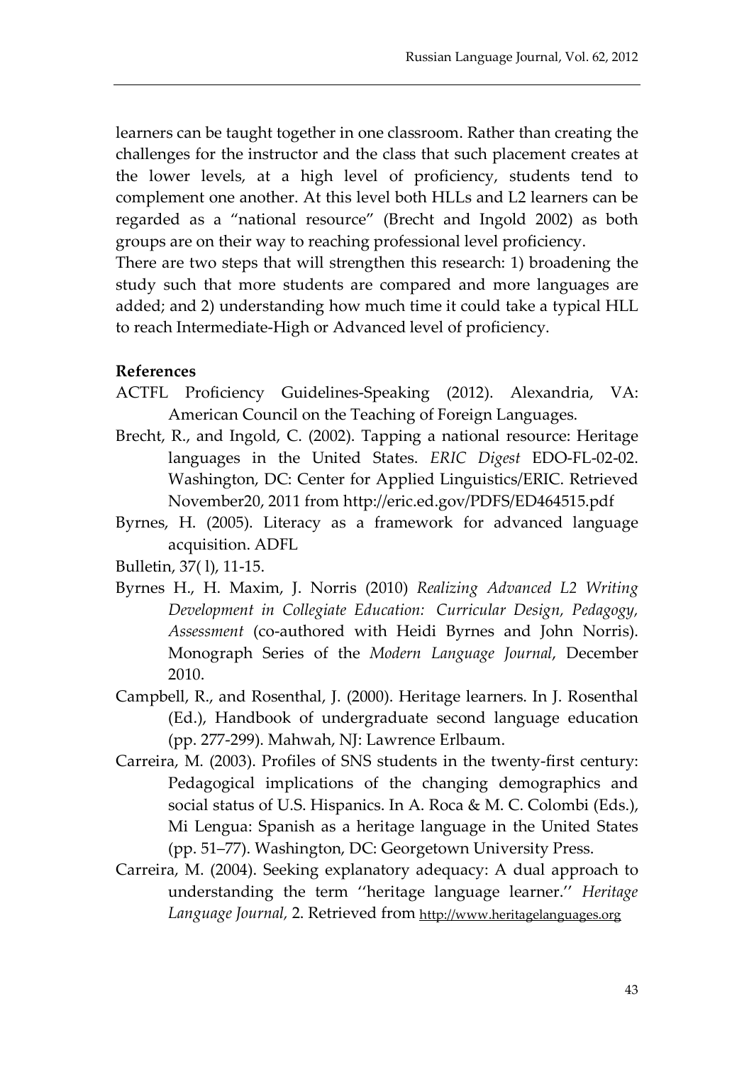learners can be taught together in one classroom. Rather than creating the challenges for the instructor and the class that such placement creates at the lower levels, at a high level of proficiency, students tend to complement one another. At this level both HLLs and L2 learners can be regarded as a "national resource" (Brecht and Ingold 2002) as both groups are on their way to reaching professional level proficiency.

There are two steps that will strengthen this research: 1) broadening the study such that more students are compared and more languages are added; and 2) understanding how much time it could take a typical HLL to reach Intermediate-High or Advanced level of proficiency.

**References**

ACTFL Proficiency Guidelines-Speaking (2012). Alexandria, VA: American Council on the Teaching of Foreign Languages.

Brecht, R., and Ingold, C. (2002). Tapping a national resource: Heritage languages in the United States. *ERIC Digest* EDO-FL-02-02. Washington, DC: Center for Applied Linguistics/ERIC. Retrieved November20, 2011 from http://eric.ed.gov/PDFS/ED464515.pdf

Byrnes, H. (2005). Literacy as a framework for advanced language acquisition. ADFL

Bulletin, 37( l), 11-15.

Byrnes H., H. Maxim, J. Norris (2010) *Realizing Advanced L2 Writing Development in Collegiate Education: Curricular Design, Pedagogy, Assessment* (co-authored with Heidi Byrnes and John Norris). Monograph Series of the *Modern Language Journal*, December 2010.

Campbell, R., and Rosenthal, J. (2000). Heritage learners. In J. Rosenthal (Ed.), Handbook of undergraduate second language education (pp. 277-299). Mahwah, NJ: Lawrence Erlbaum.

Carreira, M. (2003). Profiles of SNS students in the twenty-first century: Pedagogical implications of the changing demographics and social status of U.S. Hispanics. In A. Roca & M. C. Colombi (Eds.), Mi Lengua: Spanish as a heritage language in the United States (pp. 51–77). Washington, DC: Georgetown University Press.

Carreira, M. (2004). Seeking explanatory adequacy: A dual approach to understanding the term ''heritage language learner.'' *Heritage Language Journal*, 2. Retrieved from http://www.heritagelanguages.org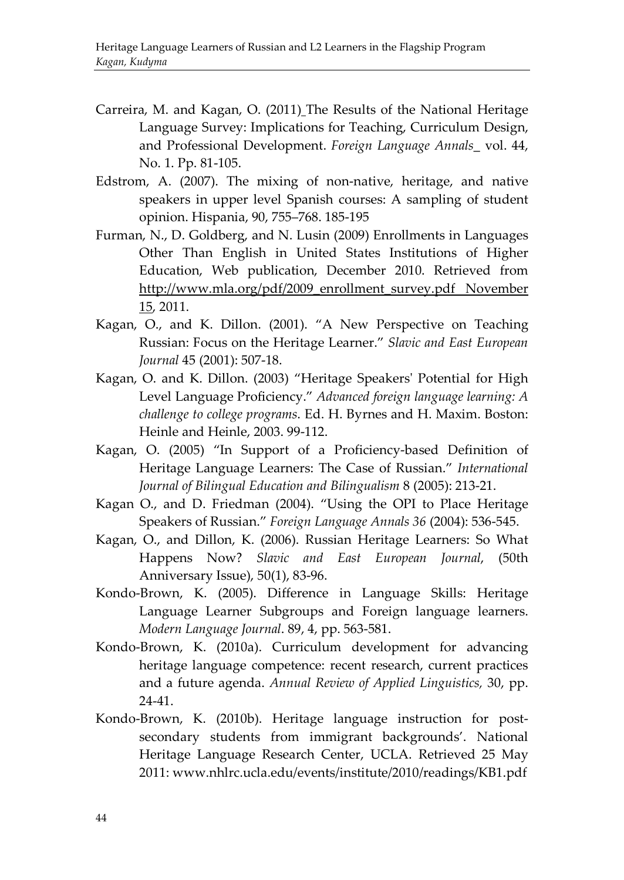Carreira, M. and Kagan, O. (2011) The Results of the National Heritage Language Survey: Implications for Teaching, Curriculum Design, and Professional Development. *Foreign Language Annals*_ vol. 44, No. 1. Pp. 81-105.

Edstrom, A. (2007). The mixing of non-native, heritage, and native speakers in upper level Spanish courses: A sampling of student opinion. Hispania, 90, 755–768. 185-195

Furman, N., D. Goldberg, and N. Lusin (2009) Enrollments in Languages Other Than English in United States Institutions of Higher Education, Web publication, December 2010. Retrieved from http://www.mla.org/pdf/2009_enrollment_survey.pdf November 15, 2011.

Kagan, O., and K. Dillon. (2001). "A New Perspective on Teaching Russian: Focus on the Heritage Learner." *Slavic and East European Journal* 45 (2001): 507-18.

Kagan, O. and K. Dillon. (2003) "Heritage Speakers' Potential for High Level Language Proficiency." *Advanced foreign language learning: A challenge to college programs*. Ed. H. Byrnes and H. Maxim. Boston: Heinle and Heinle, 2003. 99-112.

Kagan, O. (2005) "In Support of a Proficiency-based Definition of Heritage Language Learners: The Case of Russian." *International Journal of Bilingual Education and Bilingualism* 8 (2005): 213-21.

Kagan O., and D. Friedman (2004). "Using the OPI to Place Heritage Speakers of Russian." *Foreign Language Annals 36* (2004): 536-545.

Kagan, O., and Dillon, K. (2006). Russian Heritage Learners: So What Happens Now? *Slavic and East European Journal*, (50th Anniversary Issue), 50(1), 83-96.

Kondo-Brown, K. (2005). Difference in Language Skills: Heritage Language Learner Subgroups and Foreign language learners. *Modern Language Journal*. 89, 4, pp. 563-581.

Kondo-Brown, K. (2010a). Curriculum development for advancing heritage language competence: recent research, current practices and a future agenda. *Annual Review of Applied Linguistics,* 30, pp. 24-41.

Kondo-Brown, K. (2010b). Heritage language instruction for post-secondary students from immigrant backgrounds'. National Heritage Language Research Center, UCLA. Retrieved 25 May 2011: www.nhlrc.ucla.edu/events/institute/2010/readings/KB1.pdf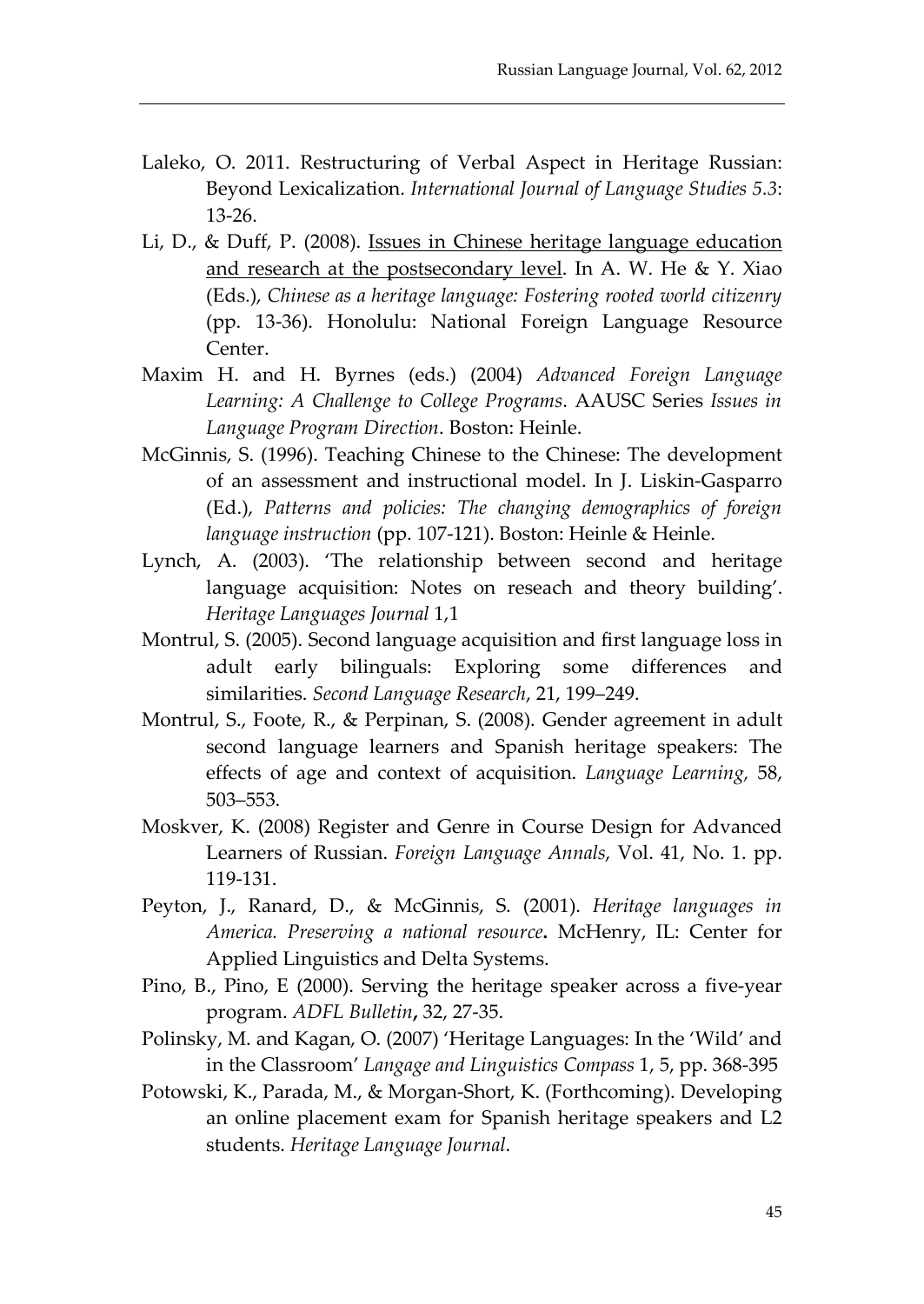Laleko, O. 2011. Restructuring of Verbal Aspect in Heritage Russian: Beyond Lexicalization. *International Journal of Language Studies 5.3*: 13-26.

Li, D., & Duff, P. (2008). Issues in Chinese heritage language education and research at the postsecondary level. In A. W. He & Y. Xiao (Eds.), *Chinese as a heritage language: Fostering rooted world citizenry* (pp. 13-36). Honolulu: National Foreign Language Resource Center.

Maxim H. and H. Byrnes (eds.) (2004) *Advanced Foreign Language Learning: A Challenge to College Programs*. AAUSC Series *Issues in Language Program Direction*. Boston: Heinle.

McGinnis, S. (1996). Teaching Chinese to the Chinese: The development of an assessment and instructional model. In J. Liskin-Gasparro (Ed.), *Patterns and policies: The changing demographics of foreign language instruction* (pp. 107-121). Boston: Heinle & Heinle.

Lynch, A. (2003). 'The relationship between second and heritage language acquisition: Notes on reseach and theory building'. *Heritage Languages Journal* 1,1

Montrul, S. (2005). Second language acquisition and first language loss in adult early bilinguals: Exploring some differences and similarities. *Second Language Research*, 21, 199–249.

Montrul, S., Foote, R., & Perpinan, S. (2008). Gender agreement in adult second language learners and Spanish heritage speakers: The effects of age and context of acquisition. *Language Learning,* 58, 503–553.

Moskver, K. (2008) Register and Genre in Course Design for Advanced Learners of Russian. *Foreign Language Annals*, Vol. 41, No. 1. pp. 119-131.

Peyton, J., Ranard, D., & McGinnis, S. (2001). *Heritage languages in America. Preserving a national resource***.** McHenry, IL: Center for Applied Linguistics and Delta Systems.

Pino, B., Pino, E (2000). Serving the heritage speaker across a five-year program. *ADFL Bulletin***,** 32, 27-35.

Polinsky, M. and Kagan, O. (2007) 'Heritage Languages: In the 'Wild' and in the Classroom' *Langage and Linguistics Compass* 1, 5, pp. 368-395

Potowski, K., Parada, M., & Morgan-Short, K. (Forthcoming). Developing an online placement exam for Spanish heritage speakers and L2 students. *Heritage Language Journal*.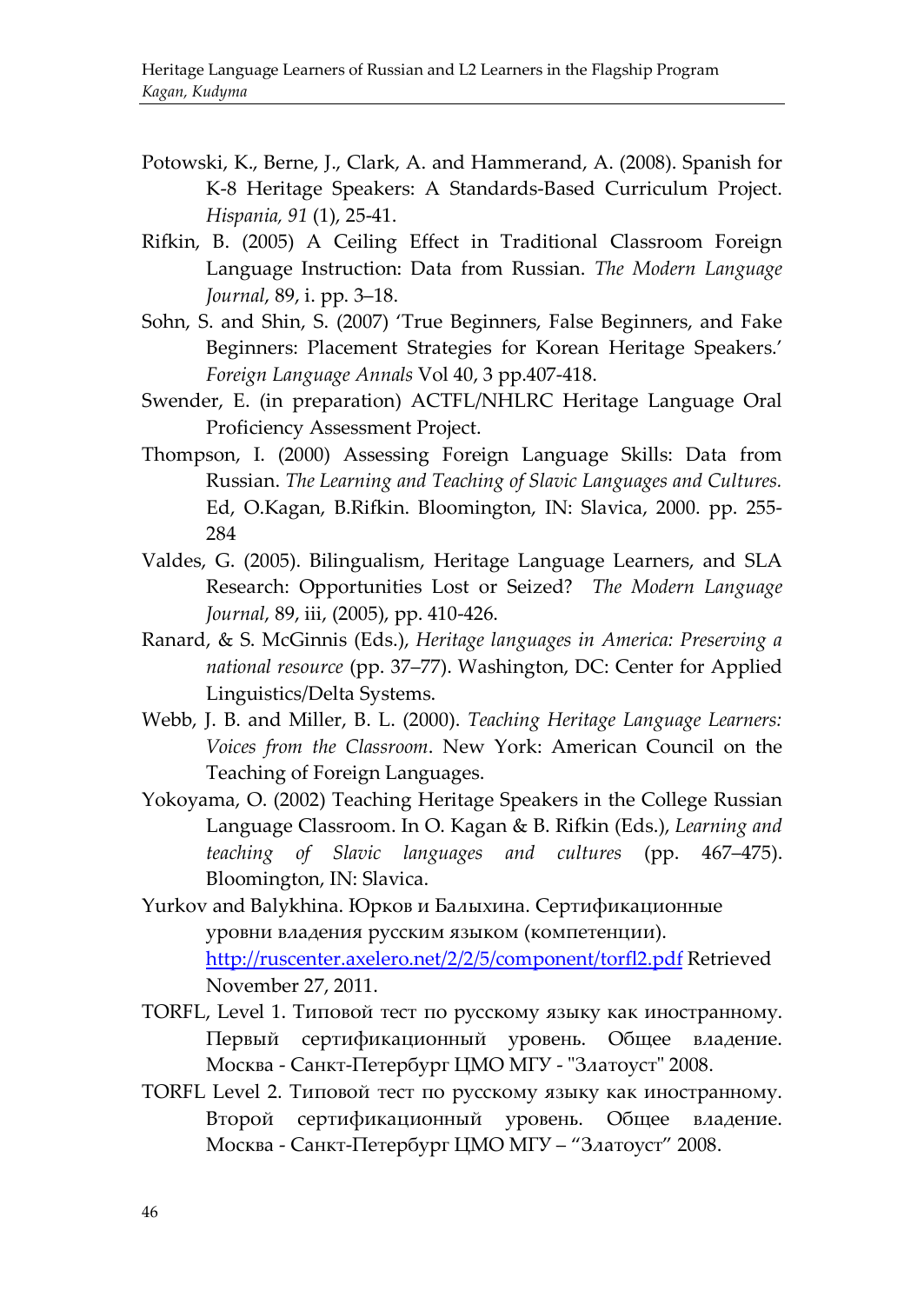Potowski, K., Berne, J., Clark, A. and Hammerand, A. (2008). Spanish for K-8 Heritage Speakers: A Standards-Based Curriculum Project. *Hispania, 91* (1), 25-41.

Rifkin, B. (2005) A Ceiling Effect in Traditional Classroom Foreign Language Instruction: Data from Russian. *The Modern Language Journal*, 89, i. pp. 3–18.

Sohn, S. and Shin, S. (2007) 'True Beginners, False Beginners, and Fake Beginners: Placement Strategies for Korean Heritage Speakers.' *Foreign Language Annals* Vol 40, 3 pp.407-418.

Swender, E. (in preparation) ACTFL/NHLRC Heritage Language Oral Proficiency Assessment Project.

Thompson, I. (2000) Assessing Foreign Language Skills: Data from Russian. *The Learning and Teaching of Slavic Languages and Cultures.* Ed, O.Kagan, B.Rifkin. Bloomington, IN: Slavica, 2000. pp. 255-284

Valdes, G. (2005). Bilingualism, Heritage Language Learners, and SLA Research: Opportunities Lost or Seized? *The Modern Language Journal*, 89, iii, (2005), pp. 410-426.

Ranard, & S. McGinnis (Eds.), *Heritage languages in America: Preserving a national resource* (pp. 37–77). Washington, DC: Center for Applied Linguistics/Delta Systems.

Webb, J. B. and Miller, B. L. (2000). *Teaching Heritage Language Learners: Voices from the Classroom*. New York: American Council on the Teaching of Foreign Languages.

Yokoyama, O. (2002) Teaching Heritage Speakers in the College Russian Language Classroom. In O. Kagan & B. Rifkin (Eds.), *Learning and teaching of Slavic languages and cultures* (pp. 467–475). Bloomington, IN: Slavica.

Yurkov and Balykhina. Юрков и Балыхина. Сертификационные уровни владения русским языком (компетенции). http://ruscenter.axelero.net/2/2/5/component/torfl2.pdf Retrieved November 27, 2011.

TORFL, Level 1. Типовой тест по русскому языку как иностранному. Первый сертификационный уровень. Общее владение. Москва - Санкт-Петербург ЦМО МГУ - "Златоуст" 2008.

TORFL Level 2. Типовой тест по русскому языку как иностранному. Второй сертификационный уровень. Общее владение. Москва - Санкт-Петербург ЦМО МГУ – "Златоуст" 2008.